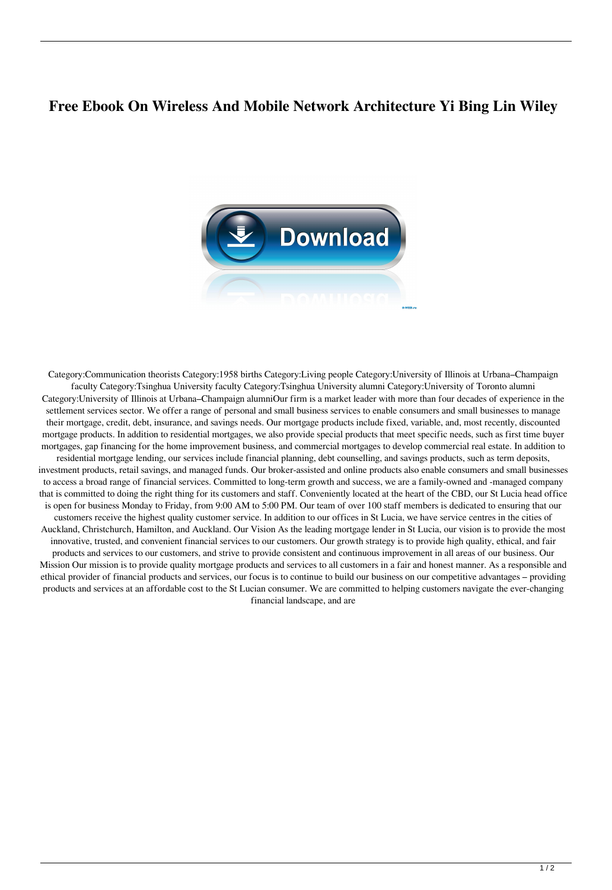# Free Ebook On Wireless And Mobile Network Architecture Yi Bing Lin Wiley

Category:Communication theorists Category:1958 births Category:Living people Category:University of Illinois at Urbana–Champaign faculty Category:Tsinghua University faculty Category:Tsinghua University alumni Category:University of Toronto alumni Category:University of Illinois at Urbana–Champaign alumniOur firm is a market leader with more than four decades of experience in the settlement services sector. We offer a range of personal and small business services to enable consumers and small businesses to manage their mortgage, credit, debt, insurance, and savings needs. Our mortgage products include fixed, variable, and, most recently, discounted mortgage products. In addition to residential mortgages, we also provide special products that meet specific needs, such as first time buyer mortgages, gap financing for the home improvement business, and commercial mortgages to develop commercial real estate. In addition to residential mortgage lending, our services include financial planning, debt counselling, and savings products, such as term deposits, investment products, retail savings, and managed funds. Our broker-assisted and online products also enable consumers and small businesses to access a broad range of financial services. Committed to long-term growth and success, we are a family-owned and -managed company that is committed to doing the right thing for its customers and staff. Conveniently located at the heart of the CBD, our St Lucia head office is open for business Monday to Friday, from 9:00 AM to 5:00 PM. Our team of over 100 staff members is dedicated to ensuring that our customers receive the highest quality customer service. In addition to our offices in St Lucia, we have service centres in the cities of Auckland, Christchurch, Hamilton, and Auckland. Our Vision As the leading mortgage lender in St Lucia, our vision is to provide the most innovative, trusted, and convenient financial services to our customers. Our growth strategy is to provide high quality, ethical, and fair products and services to our customers, and strive to provide consistent and continuous improvement in all areas of our business. Our Mission Our mission is to provide quality mortgage products and services to all customers in a fair and honest manner. As a responsible and ethical provider of financial products and services, our focus is to continue to build our business on our competitive advantages – providing products and services at an affordable cost to the St Lucian consumer. We are committed to helping customers navigate the ever-changing financial landscape, and are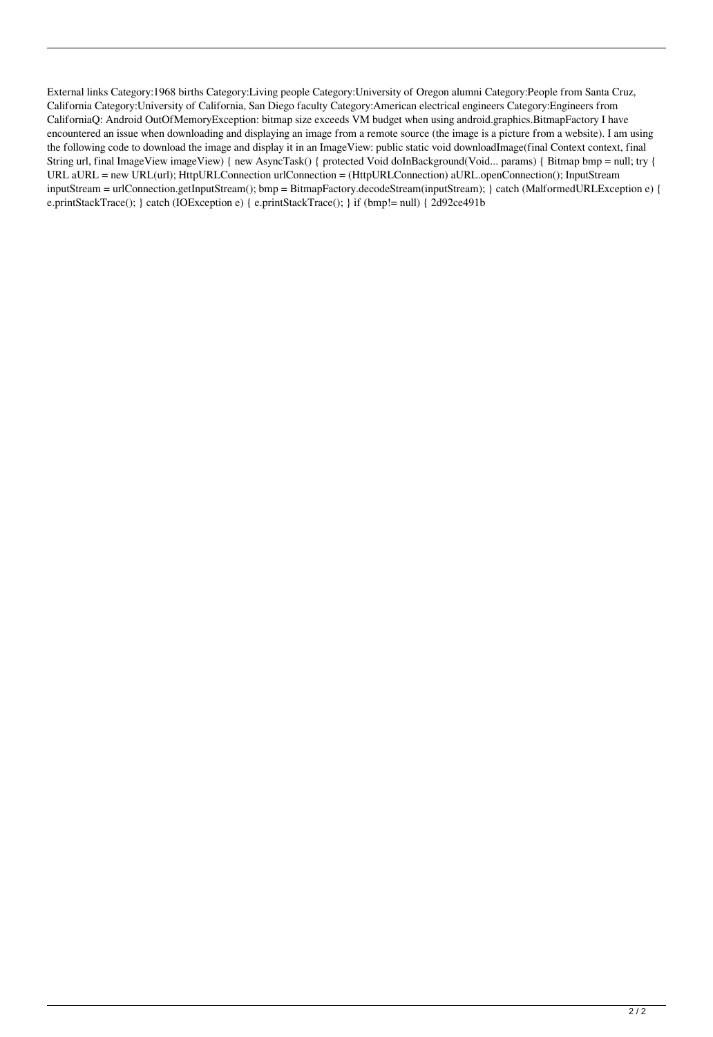External links Category:1968 births Category:Living people Category:University of Oregon alumni Category:People from Santa Cruz, California Category:University of California, San Diego faculty Category:American electrical engineers Category:Engineers from CaliforniaQ: Android OutOfMemoryException: bitmap size exceeds VM budget when using android.graphics.BitmapFactory I have encountered an issue when downloading and displaying an image from a remote source (the image is a picture from a website). I am using the following code to download the image and display it in an ImageView: public static void downloadImage(final Context context, final String url, final ImageView imageView) { new AsyncTask() { protected Void doInBackground(Void... params) { Bitmap bmp = null; try { URL aURL = new URL(url); HttpURLConnection urlConnection = (HttpURLConnection) aURL.openConnection(); InputStream inputStream = urlConnection.getInputStream(); bmp = BitmapFactory.decodeStream(inputStream); } catch (MalformedURLException e) { e.printStackTrace(); } catch (IOException e) { e.printStackTrace(); } if (bmp!= null) { 2d92ce491b